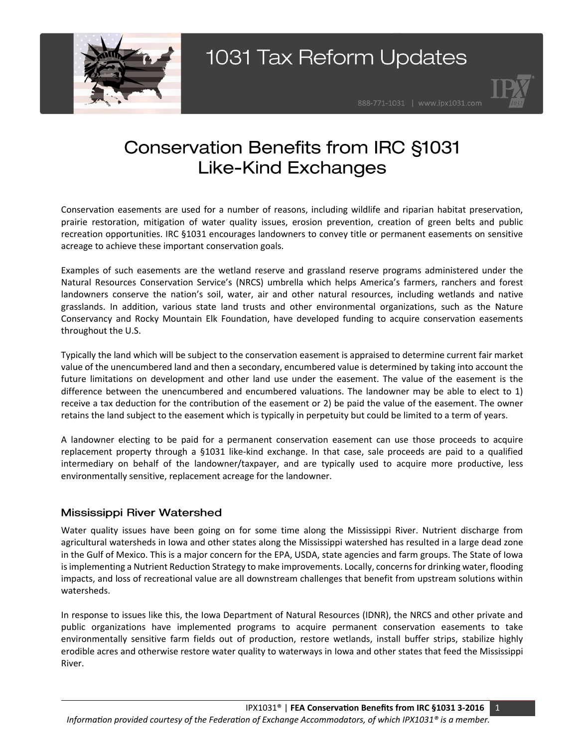# Conservation Benefits from IRC §1031 Like-Kind Exchanges

Conservation easements are used for a number of reasons, including wildlife and riparian habitat preservation, prairie restoration, mitigation of water quality issues, erosion prevention, creation of green belts and public recreation opportunities. IRC §1031 encourages landowners to convey title or permanent easements on sensitive acreage to achieve these important conservation goals.

Examples of such easements are the wetland reserve and grassland reserve programs administered under the Natural Resources Conservation Service's (NRCS) umbrella which helps America's farmers, ranchers and forest landowners conserve the nation's soil, water, air and other natural resources, including wetlands and native grasslands. In addition, various state land trusts and other environmental organizations, such as the Nature Conservancy and Rocky Mountain Elk Foundation, have developed funding to acquire conservation easements throughout the U.S.

Typically the land which will be subject to the conservation easement is appraised to determine current fair market value of the unencumbered land and then a secondary, encumbered value is determined by taking into account the future limitations on development and other land use under the easement. The value of the easement is the difference between the unencumbered and encumbered valuations. The landowner may be able to elect to 1) receive a tax deduction for the contribution of the easement or 2) be paid the value of the easement. The owner retains the land subject to the easement which is typically in perpetuity but could be limited to a term of years.

A landowner electing to be paid for a permanent conservation easement can use those proceeds to acquire replacement property through a §1031 like-kind exchange. In that case, sale proceeds are paid to a qualified intermediary on behalf of the landowner/taxpayer, and are typically used to acquire more productive, less environmentally sensitive, replacement acreage for the landowner.

## Mississippi River Watershed

Water quality issues have been going on for some time along the Mississippi River. Nutrient discharge from agricultural watersheds in Iowa and other states along the Mississippi watershed has resulted in a large dead zone in the Gulf of Mexico. This is a major concern for the EPA, USDA, state agencies and farm groups. The State of Iowa is implementing a Nutrient Reduction Strategy to make improvements. Locally, concerns for drinking water, flooding impacts, and loss of recreational value are all downstream challenges that benefit from upstream solutions within watersheds.

In response to issues like this, the Iowa Department of Natural Resources (IDNR), the NRCS and other private and public organizations have implemented programs to acquire permanent conservation easements to take environmentally sensitive farm fields out of production, restore wetlands, install buffer strips, stabilize highly erodible acres and otherwise restore water quality to waterways in Iowa and other states that feed the Mississippi River.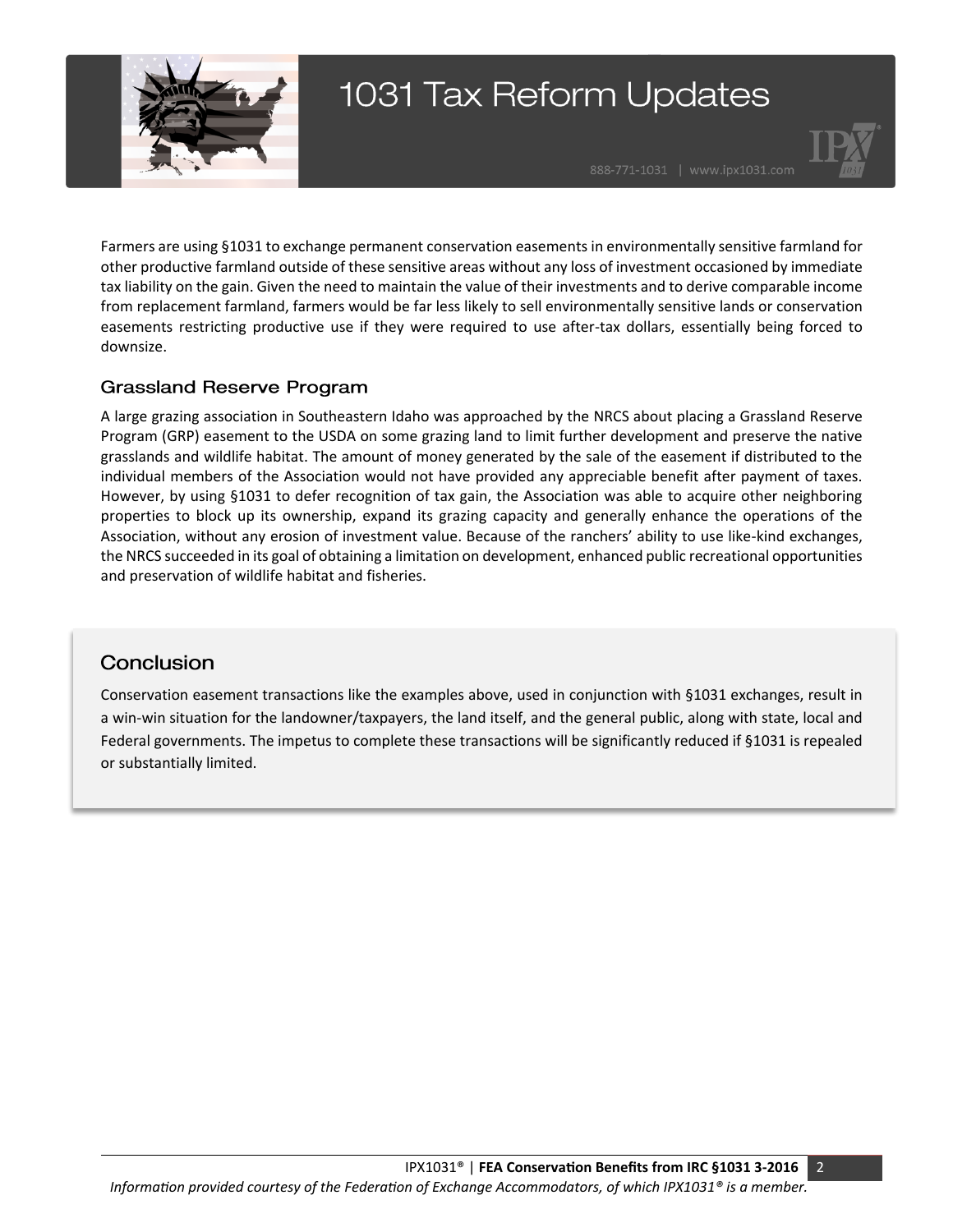Farmers are using §1031 to exchange permanent conservation easements in environmentally sensitive farmland for other productive farmland outside of these sensitive areas without any loss of investment occasioned by immediate tax liability on the gain. Given the need to maintain the value of their investments and to derive comparable income from replacement farmland, farmers would be far less likely to sell environmentally sensitive lands or conservation easements restricting productive use if they were required to use after-tax dollars, essentially being forced to downsize.

### Grassland Reserve Program

A large grazing association in Southeastern Idaho was approached by the NRCS about placing a Grassland Reserve Program (GRP) easement to the USDA on some grazing land to limit further development and preserve the native grasslands and wildlife habitat. The amount of money generated by the sale of the easement if distributed to the individual members of the Association would not have provided any appreciable benefit after payment of taxes. However, by using §1031 to defer recognition of tax gain, the Association was able to acquire other neighboring properties to block up its ownership, expand its grazing capacity and generally enhance the operations of the Association, without any erosion of investment value. Because of the ranchers' ability to use like-kind exchanges, the NRCS succeeded in its goal of obtaining a limitation on development, enhanced public recreational opportunities and preservation of wildlife habitat and fisheries.

## Conclusion

Conservation easement transactions like the examples above, used in conjunction with §1031 exchanges, result in a win-win situation for the landowner/taxpayers, the land itself, and the general public, along with state, local and Federal governments. The impetus to complete these transactions will be significantly reduced if §1031 is repealed or substantially limited.